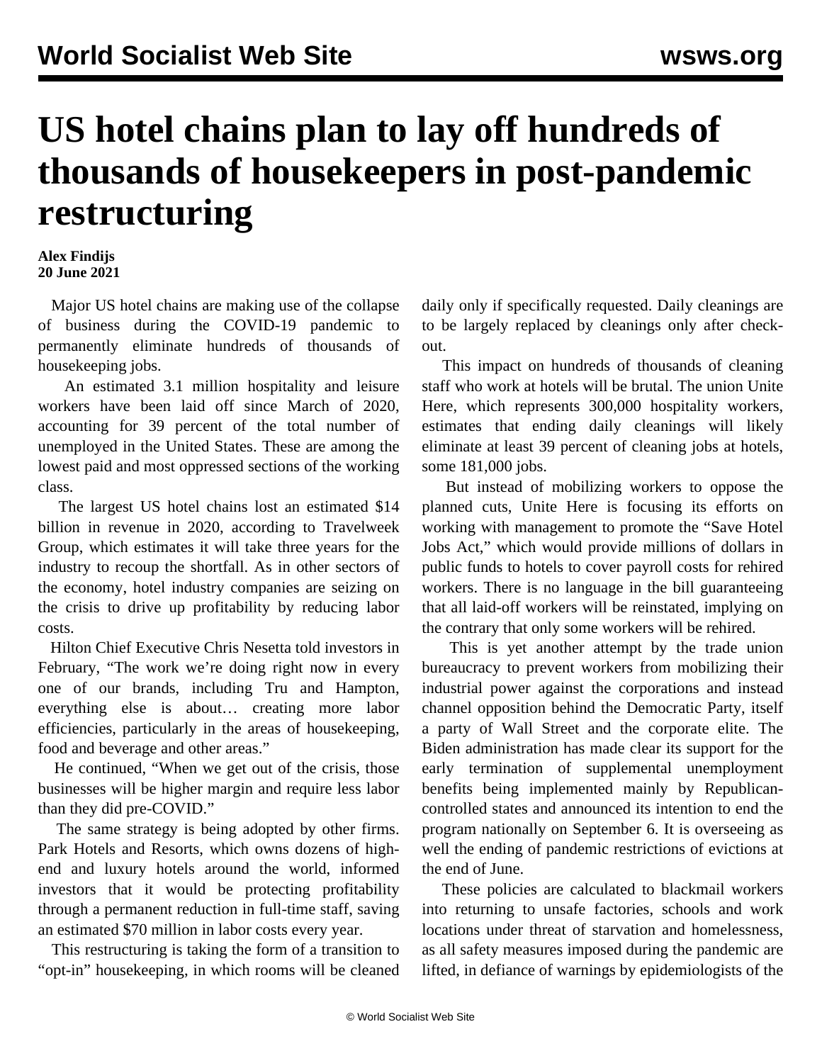# US hotel chains plan to lay off hundreds of thousands of housekeepers in post-pandemic restructuring

**Alex Findijs**
**20 June 2021**

Major US hotel chains are making use of the collapse of business during the COVID-19 pandemic to permanently eliminate hundreds of thousands of housekeeping jobs.

An estimated 3.1 million hospitality and leisure workers have been laid off since March of 2020, accounting for 39 percent of the total number of unemployed in the United States. These are among the lowest paid and most oppressed sections of the working class.

The largest US hotel chains lost an estimated $14 billion in revenue in 2020, according to Travelweek Group, which estimates it will take three years for the industry to recoup the shortfall. As in other sectors of the economy, hotel industry companies are seizing on the crisis to drive up profitability by reducing labor costs.

Hilton Chief Executive Chris Nesetta told investors in February, "The work we're doing right now in every one of our brands, including Tru and Hampton, everything else is about… creating more labor efficiencies, particularly in the areas of housekeeping, food and beverage and other areas."

He continued, "When we get out of the crisis, those businesses will be higher margin and require less labor than they did pre-COVID."

The same strategy is being adopted by other firms. Park Hotels and Resorts, which owns dozens of high-end and luxury hotels around the world, informed investors that it would be protecting profitability through a permanent reduction in full-time staff, saving an estimated $70 million in labor costs every year.

This restructuring is taking the form of a transition to "opt-in" housekeeping, in which rooms will be cleaned daily only if specifically requested. Daily cleanings are to be largely replaced by cleanings only after check-out.

This impact on hundreds of thousands of cleaning staff who work at hotels will be brutal. The union Unite Here, which represents 300,000 hospitality workers, estimates that ending daily cleanings will likely eliminate at least 39 percent of cleaning jobs at hotels, some 181,000 jobs.

But instead of mobilizing workers to oppose the planned cuts, Unite Here is focusing its efforts on working with management to promote the "Save Hotel Jobs Act," which would provide millions of dollars in public funds to hotels to cover payroll costs for rehired workers. There is no language in the bill guaranteeing that all laid-off workers will be reinstated, implying on the contrary that only some workers will be rehired.

This is yet another attempt by the trade union bureaucracy to prevent workers from mobilizing their industrial power against the corporations and instead channel opposition behind the Democratic Party, itself a party of Wall Street and the corporate elite. The Biden administration has made clear its support for the early termination of supplemental unemployment benefits being implemented mainly by Republican-controlled states and announced its intention to end the program nationally on September 6. It is overseeing as well the ending of pandemic restrictions of evictions at the end of June.

These policies are calculated to blackmail workers into returning to unsafe factories, schools and work locations under threat of starvation and homelessness, as all safety measures imposed during the pandemic are lifted, in defiance of warnings by epidemiologists of the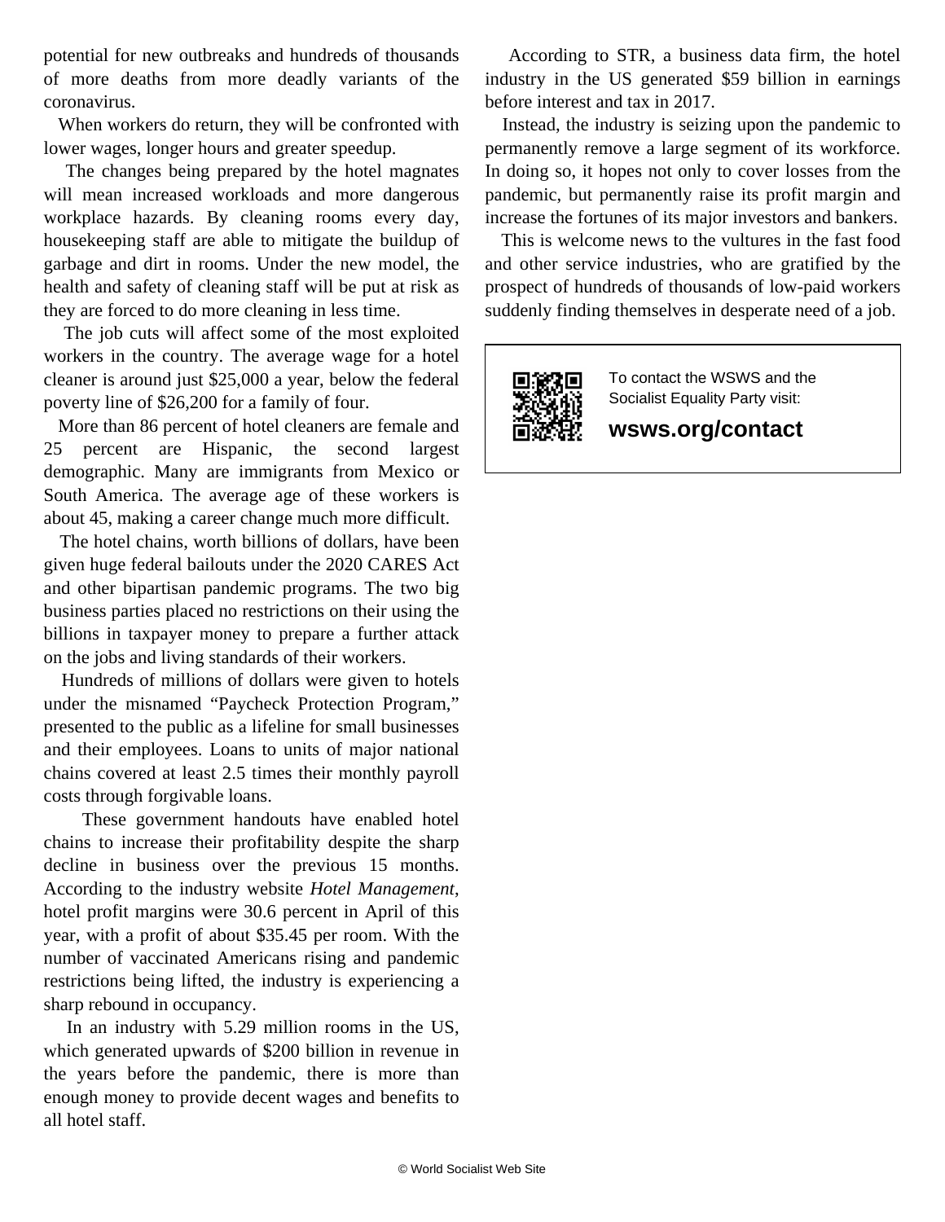potential for new outbreaks and hundreds of thousands of more deaths from more deadly variants of the coronavirus.

When workers do return, they will be confronted with lower wages, longer hours and greater speedup.

The changes being prepared by the hotel magnates will mean increased workloads and more dangerous workplace hazards. By cleaning rooms every day, housekeeping staff are able to mitigate the buildup of garbage and dirt in rooms. Under the new model, the health and safety of cleaning staff will be put at risk as they are forced to do more cleaning in less time.

The job cuts will affect some of the most exploited workers in the country. The average wage for a hotel cleaner is around just $25,000 a year, below the federal poverty line of $26,200 for a family of four.

More than 86 percent of hotel cleaners are female and 25 percent are Hispanic, the second largest demographic. Many are immigrants from Mexico or South America. The average age of these workers is about 45, making a career change much more difficult.

The hotel chains, worth billions of dollars, have been given huge federal bailouts under the 2020 CARES Act and other bipartisan pandemic programs. The two big business parties placed no restrictions on their using the billions in taxpayer money to prepare a further attack on the jobs and living standards of their workers.

Hundreds of millions of dollars were given to hotels under the misnamed "Paycheck Protection Program," presented to the public as a lifeline for small businesses and their employees. Loans to units of major national chains covered at least 2.5 times their monthly payroll costs through forgivable loans.

These government handouts have enabled hotel chains to increase their profitability despite the sharp decline in business over the previous 15 months. According to the industry website *Hotel Management*, hotel profit margins were 30.6 percent in April of this year, with a profit of about $35.45 per room. With the number of vaccinated Americans rising and pandemic restrictions being lifted, the industry is experiencing a sharp rebound in occupancy.

In an industry with 5.29 million rooms in the US, which generated upwards of $200 billion in revenue in the years before the pandemic, there is more than enough money to provide decent wages and benefits to all hotel staff.

According to STR, a business data firm, the hotel industry in the US generated $59 billion in earnings before interest and tax in 2017.

Instead, the industry is seizing upon the pandemic to permanently remove a large segment of its workforce. In doing so, it hopes not only to cover losses from the pandemic, but permanently raise its profit margin and increase the fortunes of its major investors and bankers.

This is welcome news to the vultures in the fast food and other service industries, who are gratified by the prospect of hundreds of thousands of low-paid workers suddenly finding themselves in desperate need of a job.

To contact the WSWS and the Socialist Equality Party visit:

**wsws.org/contact**